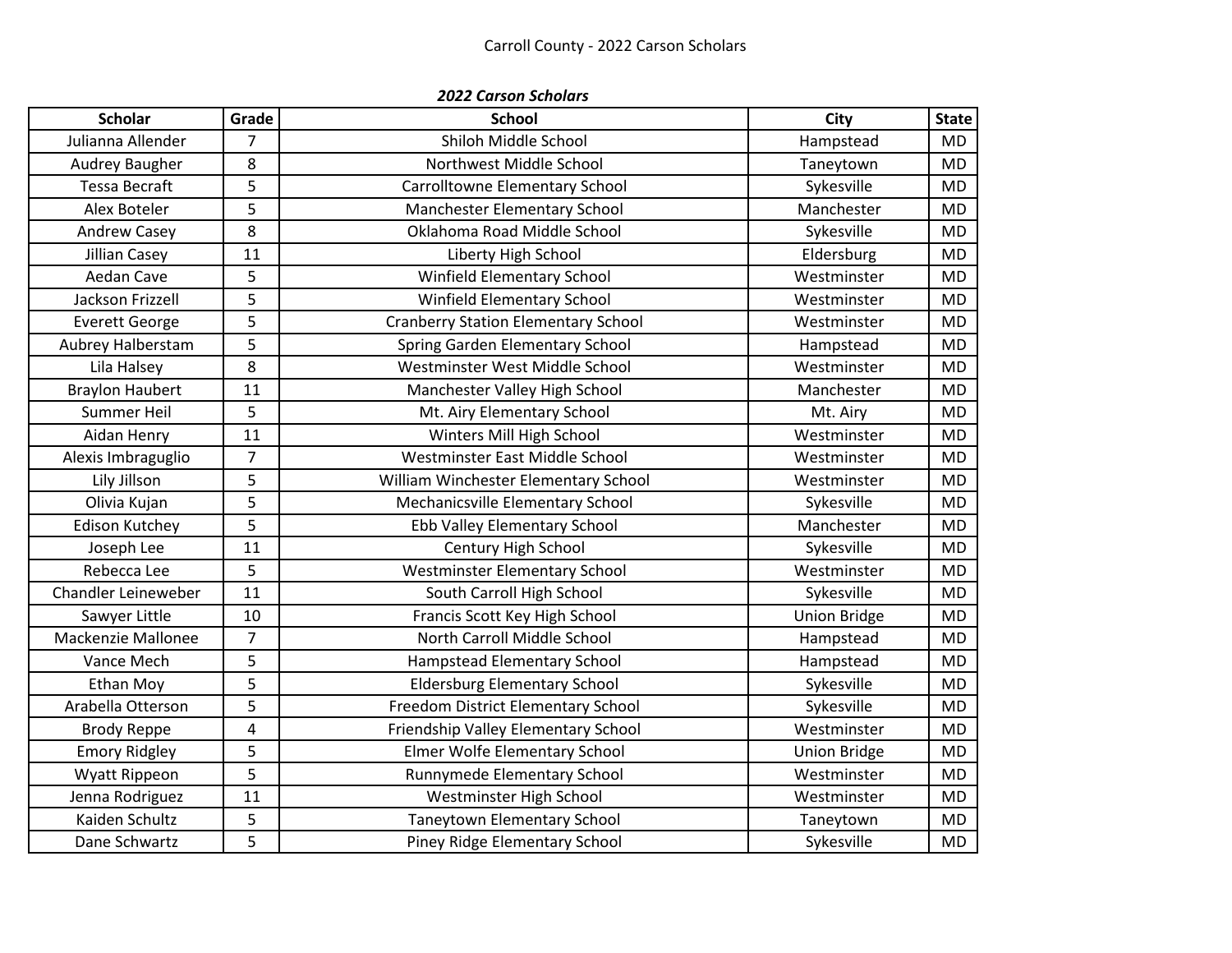# Carroll County - 2022 Carson Scholars

***2022 Carson Scholars***

| Scholar | Grade | School | City | State |
|---|---|---|---|---|
| Julianna Allender | 7 | Shiloh Middle School | Hampstead | MD |
| Audrey Baugher | 8 | Northwest Middle School | Taneytown | MD |
| Tessa Becraft | 5 | Carrolltowne Elementary School | Sykesville | MD |
| Alex Boteler | 5 | Manchester Elementary School | Manchester | MD |
| Andrew Casey | 8 | Oklahoma Road Middle School | Sykesville | MD |
| Jillian Casey | 11 | Liberty High School | Eldersburg | MD |
| Aedan Cave | 5 | Winfield Elementary School | Westminster | MD |
| Jackson Frizzell | 5 | Winfield Elementary School | Westminster | MD |
| Everett George | 5 | Cranberry Station Elementary School | Westminster | MD |
| Aubrey Halberstam | 5 | Spring Garden Elementary School | Hampstead | MD |
| Lila Halsey | 8 | Westminster West Middle School | Westminster | MD |
| Braylon Haubert | 11 | Manchester Valley High School | Manchester | MD |
| Summer Heil | 5 | Mt. Airy Elementary School | Mt. Airy | MD |
| Aidan Henry | 11 | Winters Mill High School | Westminster | MD |
| Alexis Imbraguglio | 7 | Westminster East Middle School | Westminster | MD |
| Lily Jillson | 5 | William Winchester Elementary School | Westminster | MD |
| Olivia Kujan | 5 | Mechanicsville Elementary School | Sykesville | MD |
| Edison Kutchey | 5 | Ebb Valley Elementary School | Manchester | MD |
| Joseph Lee | 11 | Century High School | Sykesville | MD |
| Rebecca Lee | 5 | Westminster Elementary School | Westminster | MD |
| Chandler Leineweber | 11 | South Carroll High School | Sykesville | MD |
| Sawyer Little | 10 | Francis Scott Key High School | Union Bridge | MD |
| Mackenzie Mallonee | 7 | North Carroll Middle School | Hampstead | MD |
| Vance Mech | 5 | Hampstead Elementary School | Hampstead | MD |
| Ethan Moy | 5 | Eldersburg Elementary School | Sykesville | MD |
| Arabella Otterson | 5 | Freedom District Elementary School | Sykesville | MD |
| Brody Reppe | 4 | Friendship Valley Elementary School | Westminster | MD |
| Emory Ridgley | 5 | Elmer Wolfe Elementary School | Union Bridge | MD |
| Wyatt Rippeon | 5 | Runnymede Elementary School | Westminster | MD |
| Jenna Rodriguez | 11 | Westminster High School | Westminster | MD |
| Kaiden Schultz | 5 | Taneytown Elementary School | Taneytown | MD |
| Dane Schwartz | 5 | Piney Ridge Elementary School | Sykesville | MD |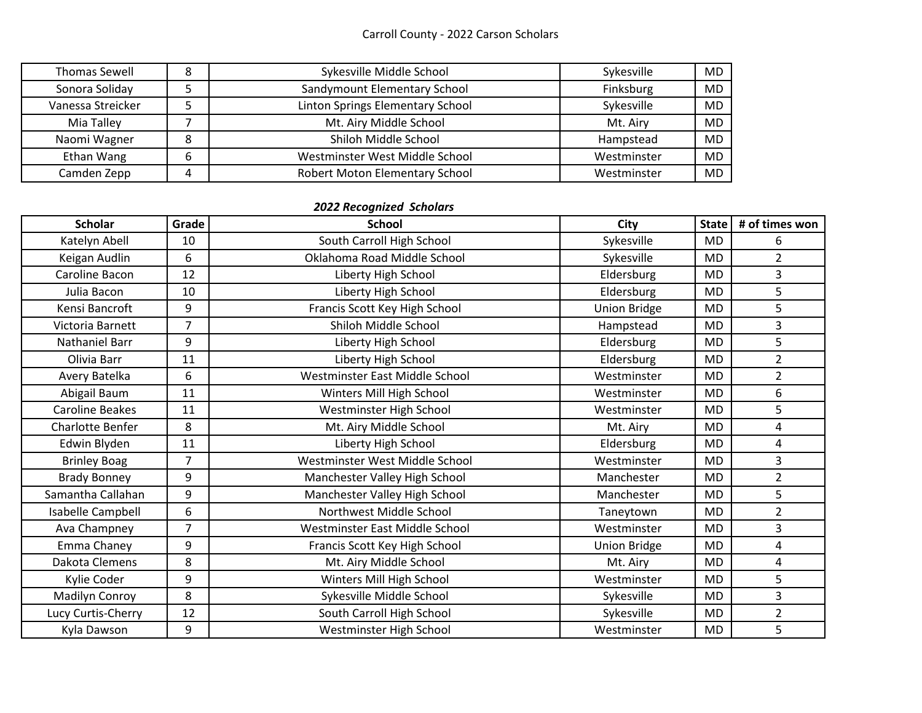Carroll County - 2022 Carson Scholars

| | | | | |
|---|---|---|---|---|
| Thomas Sewell | 8 | Sykesville Middle School | Sykesville | MD |
| Sonora Soliday | 5 | Sandymount Elementary School | Finksburg | MD |
| Vanessa Streicker | 5 | Linton Springs Elementary School | Sykesville | MD |
| Mia Talley | 7 | Mt. Airy Middle School | Mt. Airy | MD |
| Naomi Wagner | 8 | Shiloh Middle School | Hampstead | MD |
| Ethan Wang | 6 | Westminster West Middle School | Westminster | MD |
| Camden Zepp | 4 | Robert Moton Elementary School | Westminster | MD |

***2022 Recognized Scholars***

| Scholar | Grade | School | City | State | # of times won |
|---|---|---|---|---|---|
| Katelyn Abell | 10 | South Carroll High School | Sykesville | MD | 6 |
| Keigan Audlin | 6 | Oklahoma Road Middle School | Sykesville | MD | 2 |
| Caroline Bacon | 12 | Liberty High School | Eldersburg | MD | 3 |
| Julia Bacon | 10 | Liberty High School | Eldersburg | MD | 5 |
| Kensi Bancroft | 9 | Francis Scott Key High School | Union Bridge | MD | 5 |
| Victoria Barnett | 7 | Shiloh Middle School | Hampstead | MD | 3 |
| Nathaniel Barr | 9 | Liberty High School | Eldersburg | MD | 5 |
| Olivia Barr | 11 | Liberty High School | Eldersburg | MD | 2 |
| Avery Batelka | 6 | Westminster East Middle School | Westminster | MD | 2 |
| Abigail Baum | 11 | Winters Mill High School | Westminster | MD | 6 |
| Caroline Beakes | 11 | Westminster High School | Westminster | MD | 5 |
| Charlotte Benfer | 8 | Mt. Airy Middle School | Mt. Airy | MD | 4 |
| Edwin Blyden | 11 | Liberty High School | Eldersburg | MD | 4 |
| Brinley Boag | 7 | Westminster West Middle School | Westminster | MD | 3 |
| Brady Bonney | 9 | Manchester Valley High School | Manchester | MD | 2 |
| Samantha Callahan | 9 | Manchester Valley High School | Manchester | MD | 5 |
| Isabelle Campbell | 6 | Northwest Middle School | Taneytown | MD | 2 |
| Ava Champney | 7 | Westminster East Middle School | Westminster | MD | 3 |
| Emma Chaney | 9 | Francis Scott Key High School | Union Bridge | MD | 4 |
| Dakota Clemens | 8 | Mt. Airy Middle School | Mt. Airy | MD | 4 |
| Kylie Coder | 9 | Winters Mill High School | Westminster | MD | 5 |
| Madilyn Conroy | 8 | Sykesville Middle School | Sykesville | MD | 3 |
| Lucy Curtis-Cherry | 12 | South Carroll High School | Sykesville | MD | 2 |
| Kyla Dawson | 9 | Westminster High School | Westminster | MD | 5 |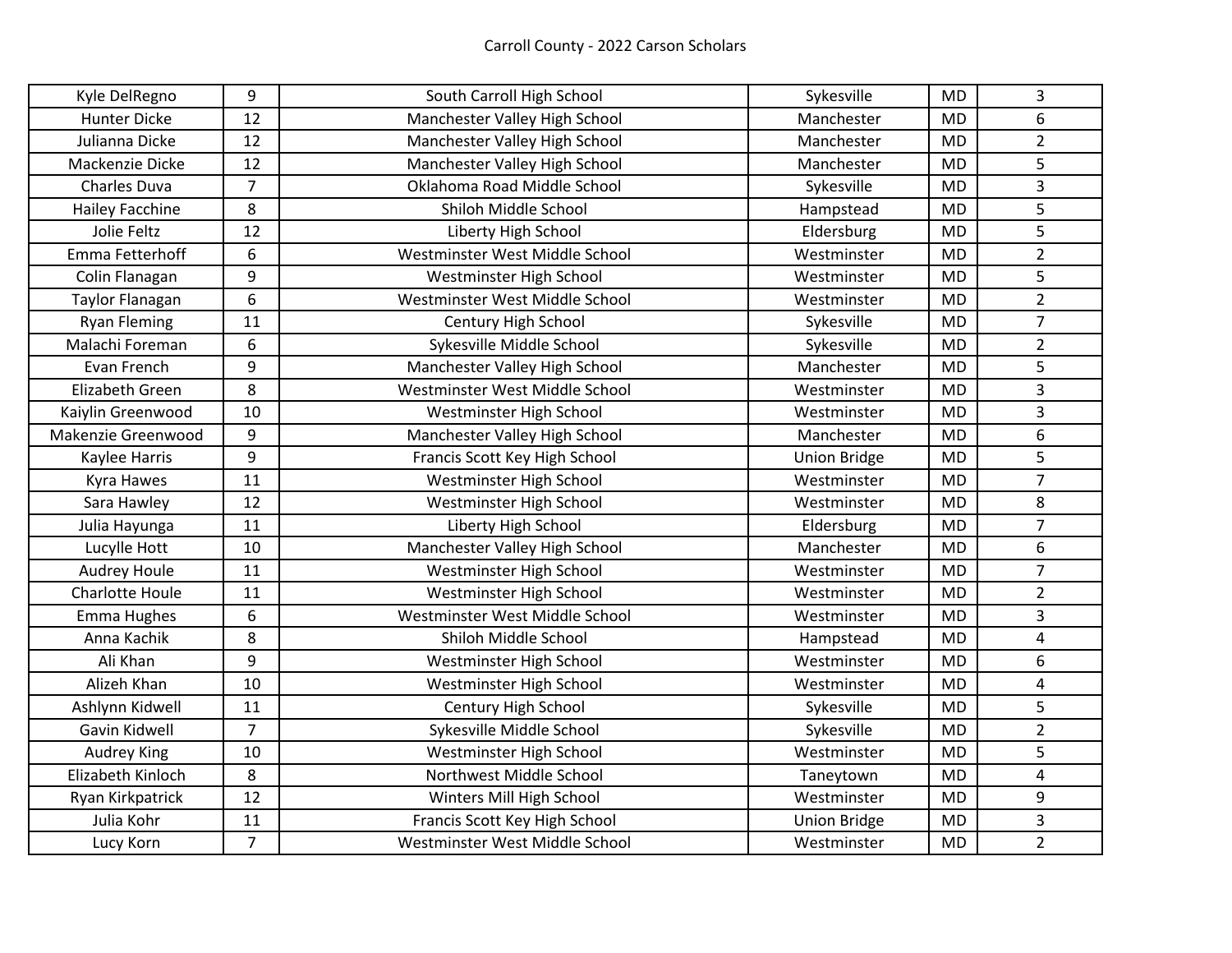| | | | | | |
|---|---|---|---|---|---|
| Kyle DelRegno | 9 | South Carroll High School | Sykesville | MD | 3 |
| Hunter Dicke | 12 | Manchester Valley High School | Manchester | MD | 6 |
| Julianna Dicke | 12 | Manchester Valley High School | Manchester | MD | 2 |
| Mackenzie Dicke | 12 | Manchester Valley High School | Manchester | MD | 5 |
| Charles Duva | 7 | Oklahoma Road Middle School | Sykesville | MD | 3 |
| Hailey Facchine | 8 | Shiloh Middle School | Hampstead | MD | 5 |
| Jolie Feltz | 12 | Liberty High School | Eldersburg | MD | 5 |
| Emma Fetterhoff | 6 | Westminster West Middle School | Westminster | MD | 2 |
| Colin Flanagan | 9 | Westminster High School | Westminster | MD | 5 |
| Taylor Flanagan | 6 | Westminster West Middle School | Westminster | MD | 2 |
| Ryan Fleming | 11 | Century High School | Sykesville | MD | 7 |
| Malachi Foreman | 6 | Sykesville Middle School | Sykesville | MD | 2 |
| Evan French | 9 | Manchester Valley High School | Manchester | MD | 5 |
| Elizabeth Green | 8 | Westminster West Middle School | Westminster | MD | 3 |
| Kaiylin Greenwood | 10 | Westminster High School | Westminster | MD | 3 |
| Makenzie Greenwood | 9 | Manchester Valley High School | Manchester | MD | 6 |
| Kaylee Harris | 9 | Francis Scott Key High School | Union Bridge | MD | 5 |
| Kyra Hawes | 11 | Westminster High School | Westminster | MD | 7 |
| Sara Hawley | 12 | Westminster High School | Westminster | MD | 8 |
| Julia Hayunga | 11 | Liberty High School | Eldersburg | MD | 7 |
| Lucylle Hott | 10 | Manchester Valley High School | Manchester | MD | 6 |
| Audrey Houle | 11 | Westminster High School | Westminster | MD | 7 |
| Charlotte Houle | 11 | Westminster High School | Westminster | MD | 2 |
| Emma Hughes | 6 | Westminster West Middle School | Westminster | MD | 3 |
| Anna Kachik | 8 | Shiloh Middle School | Hampstead | MD | 4 |
| Ali Khan | 9 | Westminster High School | Westminster | MD | 6 |
| Alizeh Khan | 10 | Westminster High School | Westminster | MD | 4 |
| Ashlynn Kidwell | 11 | Century High School | Sykesville | MD | 5 |
| Gavin Kidwell | 7 | Sykesville Middle School | Sykesville | MD | 2 |
| Audrey King | 10 | Westminster High School | Westminster | MD | 5 |
| Elizabeth Kinloch | 8 | Northwest Middle School | Taneytown | MD | 4 |
| Ryan Kirkpatrick | 12 | Winters Mill High School | Westminster | MD | 9 |
| Julia Kohr | 11 | Francis Scott Key High School | Union Bridge | MD | 3 |
| Lucy Korn | 7 | Westminster West Middle School | Westminster | MD | 2 |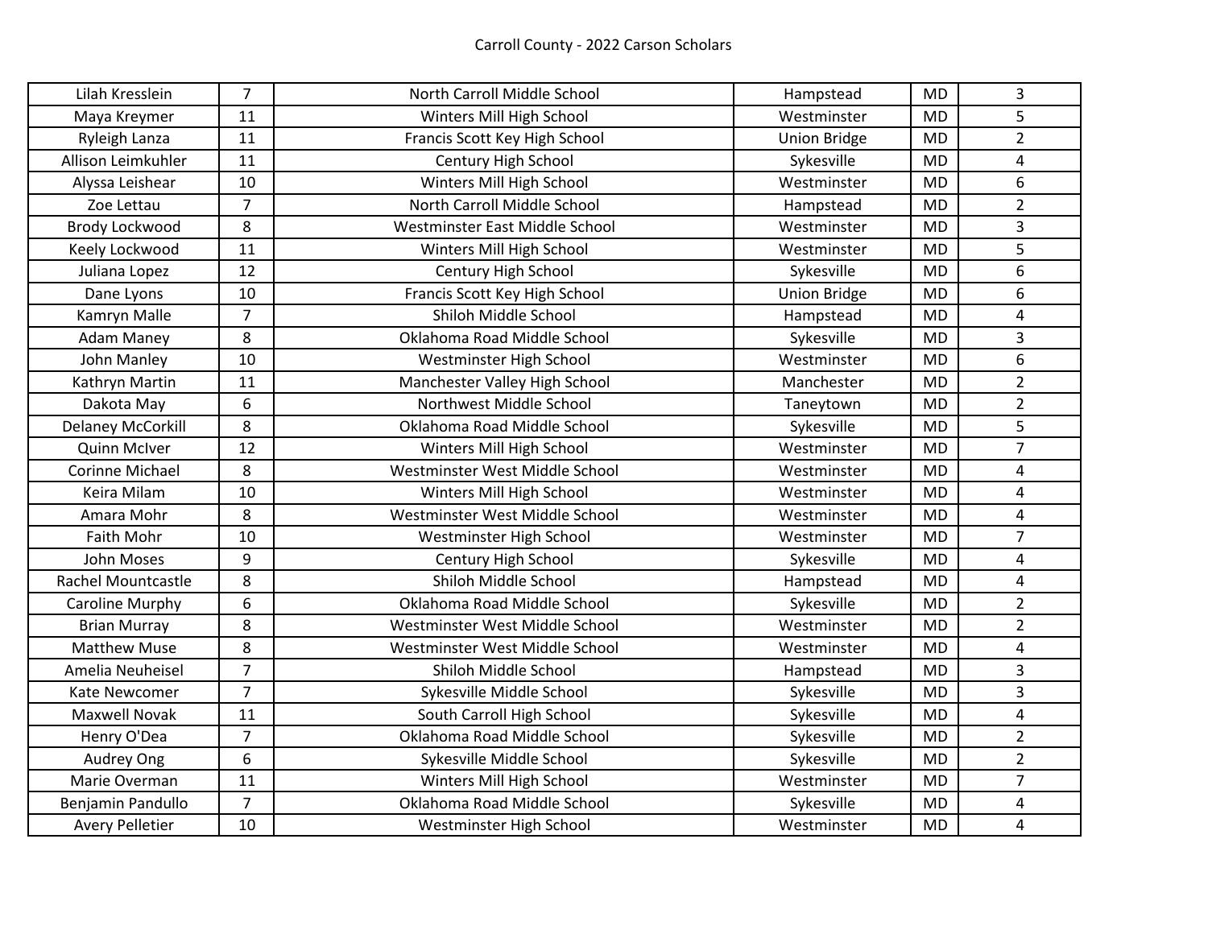| Lilah Kresslein | 7 | North Carroll Middle School | Hampstead | MD | 3 |
|---|---|---|---|---|---|
| Maya Kreymer | 11 | Winters Mill High School | Westminster | MD | 5 |
| Ryleigh Lanza | 11 | Francis Scott Key High School | Union Bridge | MD | 2 |
| Allison Leimkuhler | 11 | Century High School | Sykesville | MD | 4 |
| Alyssa Leishear | 10 | Winters Mill High School | Westminster | MD | 6 |
| Zoe Lettau | 7 | North Carroll Middle School | Hampstead | MD | 2 |
| Brody Lockwood | 8 | Westminster East Middle School | Westminster | MD | 3 |
| Keely Lockwood | 11 | Winters Mill High School | Westminster | MD | 5 |
| Juliana Lopez | 12 | Century High School | Sykesville | MD | 6 |
| Dane Lyons | 10 | Francis Scott Key High School | Union Bridge | MD | 6 |
| Kamryn Malle | 7 | Shiloh Middle School | Hampstead | MD | 4 |
| Adam Maney | 8 | Oklahoma Road Middle School | Sykesville | MD | 3 |
| John Manley | 10 | Westminster High School | Westminster | MD | 6 |
| Kathryn Martin | 11 | Manchester Valley High School | Manchester | MD | 2 |
| Dakota May | 6 | Northwest Middle School | Taneytown | MD | 2 |
| Delaney McCorkill | 8 | Oklahoma Road Middle School | Sykesville | MD | 5 |
| Quinn McIver | 12 | Winters Mill High School | Westminster | MD | 7 |
| Corinne Michael | 8 | Westminster West Middle School | Westminster | MD | 4 |
| Keira Milam | 10 | Winters Mill High School | Westminster | MD | 4 |
| Amara Mohr | 8 | Westminster West Middle School | Westminster | MD | 4 |
| Faith Mohr | 10 | Westminster High School | Westminster | MD | 7 |
| John Moses | 9 | Century High School | Sykesville | MD | 4 |
| Rachel Mountcastle | 8 | Shiloh Middle School | Hampstead | MD | 4 |
| Caroline Murphy | 6 | Oklahoma Road Middle School | Sykesville | MD | 2 |
| Brian Murray | 8 | Westminster West Middle School | Westminster | MD | 2 |
| Matthew Muse | 8 | Westminster West Middle School | Westminster | MD | 4 |
| Amelia Neuheisel | 7 | Shiloh Middle School | Hampstead | MD | 3 |
| Kate Newcomer | 7 | Sykesville Middle School | Sykesville | MD | 3 |
| Maxwell Novak | 11 | South Carroll High School | Sykesville | MD | 4 |
| Henry O'Dea | 7 | Oklahoma Road Middle School | Sykesville | MD | 2 |
| Audrey Ong | 6 | Sykesville Middle School | Sykesville | MD | 2 |
| Marie Overman | 11 | Winters Mill High School | Westminster | MD | 7 |
| Benjamin Pandullo | 7 | Oklahoma Road Middle School | Sykesville | MD | 4 |
| Avery Pelletier | 10 | Westminster High School | Westminster | MD | 4 |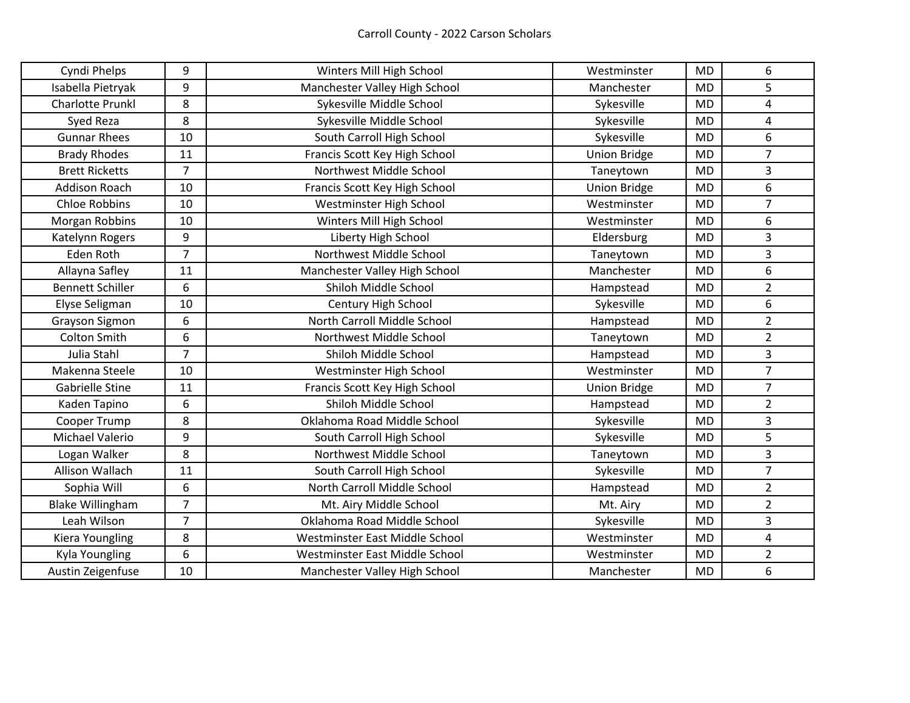Carroll County - 2022 Carson Scholars

| | | | | | |
|---|---|---|---|---|---|
| Cyndi Phelps | 9 | Winters Mill High School | Westminster | MD | 6 |
| Isabella Pietryak | 9 | Manchester Valley High School | Manchester | MD | 5 |
| Charlotte Prunkl | 8 | Sykesville Middle School | Sykesville | MD | 4 |
| Syed Reza | 8 | Sykesville Middle School | Sykesville | MD | 4 |
| Gunnar Rhees | 10 | South Carroll High School | Sykesville | MD | 6 |
| Brady Rhodes | 11 | Francis Scott Key High School | Union Bridge | MD | 7 |
| Brett Ricketts | 7 | Northwest Middle School | Taneytown | MD | 3 |
| Addison Roach | 10 | Francis Scott Key High School | Union Bridge | MD | 6 |
| Chloe Robbins | 10 | Westminster High School | Westminster | MD | 7 |
| Morgan Robbins | 10 | Winters Mill High School | Westminster | MD | 6 |
| Katelynn Rogers | 9 | Liberty High School | Eldersburg | MD | 3 |
| Eden Roth | 7 | Northwest Middle School | Taneytown | MD | 3 |
| Allayna Safley | 11 | Manchester Valley High School | Manchester | MD | 6 |
| Bennett Schiller | 6 | Shiloh Middle School | Hampstead | MD | 2 |
| Elyse Seligman | 10 | Century High School | Sykesville | MD | 6 |
| Grayson Sigmon | 6 | North Carroll Middle School | Hampstead | MD | 2 |
| Colton Smith | 6 | Northwest Middle School | Taneytown | MD | 2 |
| Julia Stahl | 7 | Shiloh Middle School | Hampstead | MD | 3 |
| Makenna Steele | 10 | Westminster High School | Westminster | MD | 7 |
| Gabrielle Stine | 11 | Francis Scott Key High School | Union Bridge | MD | 7 |
| Kaden Tapino | 6 | Shiloh Middle School | Hampstead | MD | 2 |
| Cooper Trump | 8 | Oklahoma Road Middle School | Sykesville | MD | 3 |
| Michael Valerio | 9 | South Carroll High School | Sykesville | MD | 5 |
| Logan Walker | 8 | Northwest Middle School | Taneytown | MD | 3 |
| Allison Wallach | 11 | South Carroll High School | Sykesville | MD | 7 |
| Sophia Will | 6 | North Carroll Middle School | Hampstead | MD | 2 |
| Blake Willingham | 7 | Mt. Airy Middle School | Mt. Airy | MD | 2 |
| Leah Wilson | 7 | Oklahoma Road Middle School | Sykesville | MD | 3 |
| Kiera Youngling | 8 | Westminster East Middle School | Westminster | MD | 4 |
| Kyla Youngling | 6 | Westminster East Middle School | Westminster | MD | 2 |
| Austin Zeigenfuse | 10 | Manchester Valley High School | Manchester | MD | 6 |